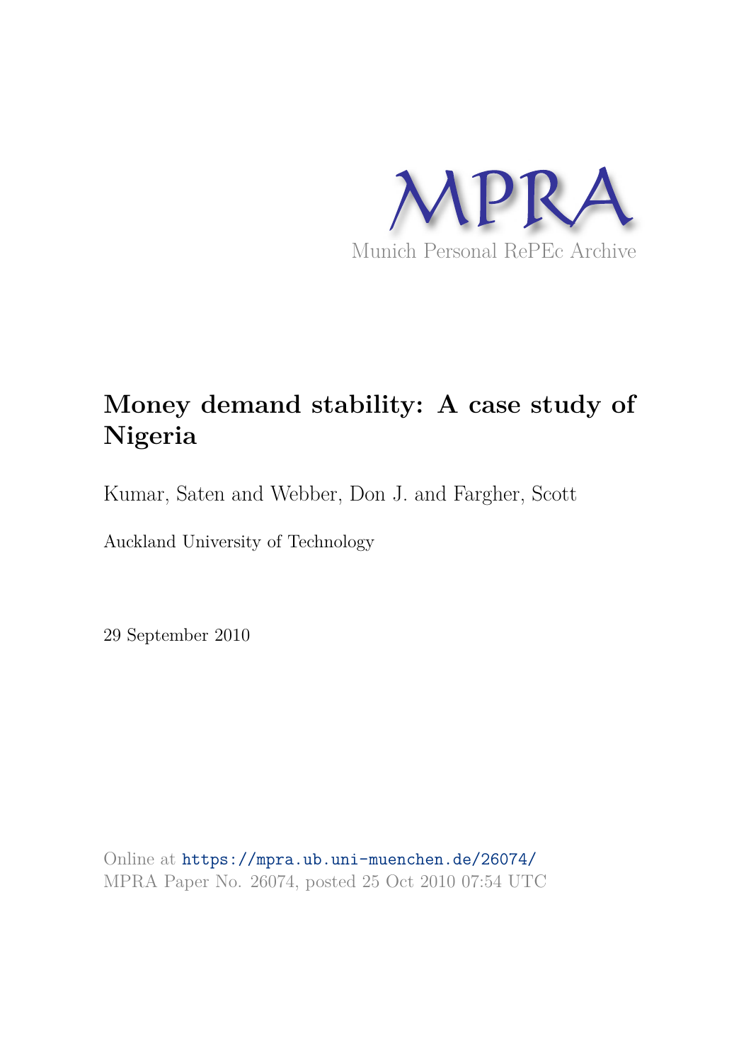MPRA

Munich Personal RePEc Archive

# Money demand stability: A case study of Nigeria

Kumar, Saten and Webber, Don J. and Fargher, Scott

Auckland University of Technology

29 September 2010

Online at https://mpra.ub.uni-muenchen.de/26074/
MPRA Paper No. 26074, posted 25 Oct 2010 07:54 UTC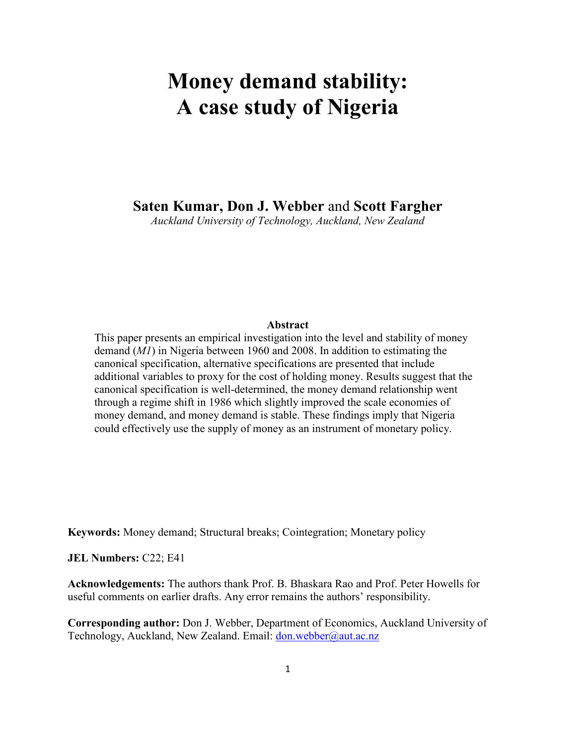# Money demand stability: A case study of Nigeria

**Saten Kumar, Don J. Webber** and **Scott Fargher**

*Auckland University of Technology, Auckland, New Zealand*

**Abstract**

This paper presents an empirical investigation into the level and stability of money demand (*M1*) in Nigeria between 1960 and 2008. In addition to estimating the canonical specification, alternative specifications are presented that include additional variables to proxy for the cost of holding money. Results suggest that the canonical specification is well-determined, the money demand relationship went through a regime shift in 1986 which slightly improved the scale economies of money demand, and money demand is stable. These findings imply that Nigeria could effectively use the supply of money as an instrument of monetary policy.

**Keywords:** Money demand; Structural breaks; Cointegration; Monetary policy

**JEL Numbers:** C22; E41

**Acknowledgements:** The authors thank Prof. B. Bhaskara Rao and Prof. Peter Howells for useful comments on earlier drafts. Any error remains the authors' responsibility.

**Corresponding author:** Don J. Webber, Department of Economics, Auckland University of Technology, Auckland, New Zealand. Email: don.webber@aut.ac.nz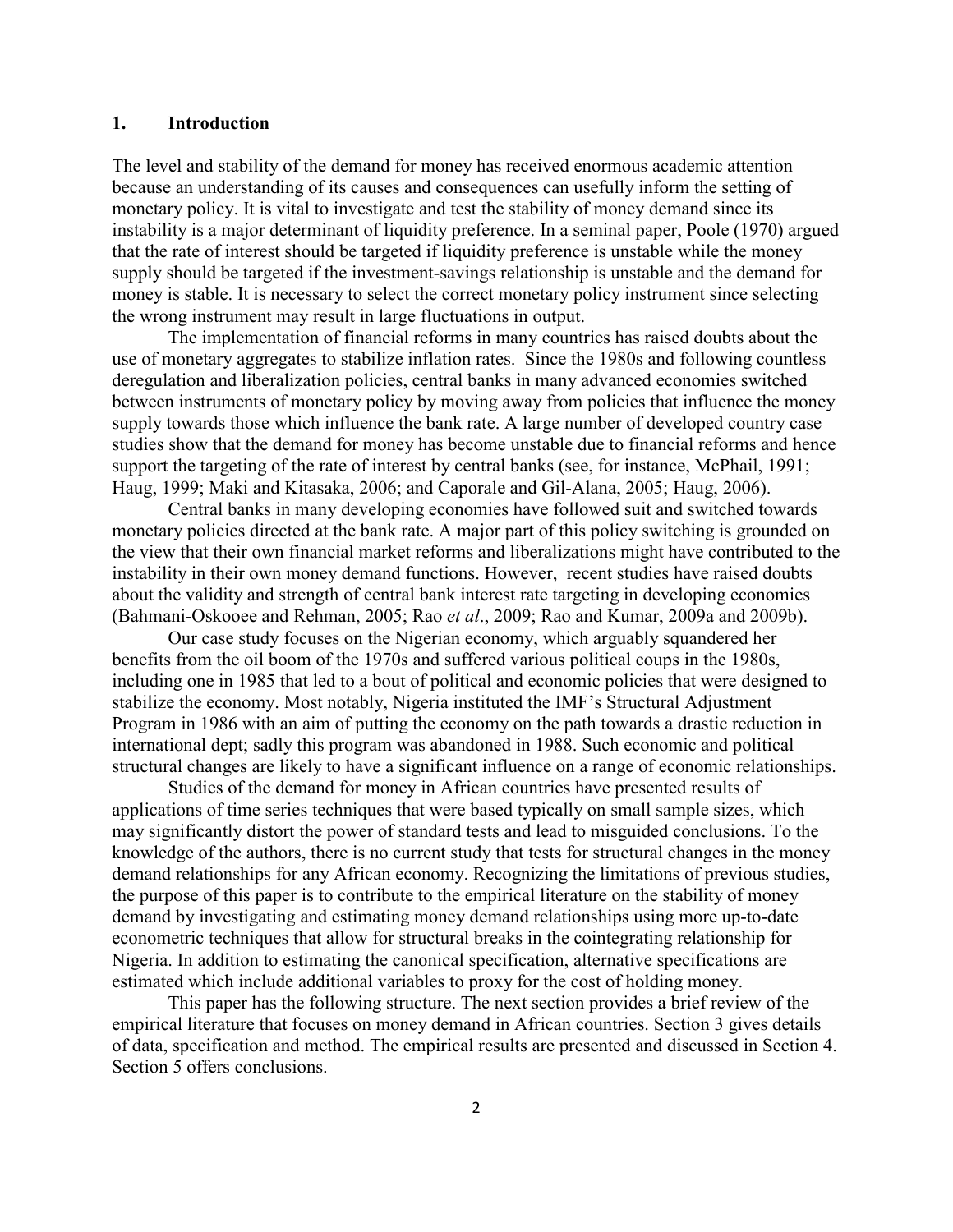## 1. Introduction

The level and stability of the demand for money has received enormous academic attention because an understanding of its causes and consequences can usefully inform the setting of monetary policy. It is vital to investigate and test the stability of money demand since its instability is a major determinant of liquidity preference. In a seminal paper, Poole (1970) argued that the rate of interest should be targeted if liquidity preference is unstable while the money supply should be targeted if the investment-savings relationship is unstable and the demand for money is stable. It is necessary to select the correct monetary policy instrument since selecting the wrong instrument may result in large fluctuations in output.

The implementation of financial reforms in many countries has raised doubts about the use of monetary aggregates to stabilize inflation rates. Since the 1980s and following countless deregulation and liberalization policies, central banks in many advanced economies switched between instruments of monetary policy by moving away from policies that influence the money supply towards those which influence the bank rate. A large number of developed country case studies show that the demand for money has become unstable due to financial reforms and hence support the targeting of the rate of interest by central banks (see, for instance, McPhail, 1991; Haug, 1999; Maki and Kitasaka, 2006; and Caporale and Gil-Alana, 2005; Haug, 2006).

Central banks in many developing economies have followed suit and switched towards monetary policies directed at the bank rate. A major part of this policy switching is grounded on the view that their own financial market reforms and liberalizations might have contributed to the instability in their own money demand functions. However, recent studies have raised doubts about the validity and strength of central bank interest rate targeting in developing economies (Bahmani-Oskooee and Rehman, 2005; Rao *et al*., 2009; Rao and Kumar, 2009a and 2009b).

Our case study focuses on the Nigerian economy, which arguably squandered her benefits from the oil boom of the 1970s and suffered various political coups in the 1980s, including one in 1985 that led to a bout of political and economic policies that were designed to stabilize the economy. Most notably, Nigeria instituted the IMF's Structural Adjustment Program in 1986 with an aim of putting the economy on the path towards a drastic reduction in international dept; sadly this program was abandoned in 1988. Such economic and political structural changes are likely to have a significant influence on a range of economic relationships.

Studies of the demand for money in African countries have presented results of applications of time series techniques that were based typically on small sample sizes, which may significantly distort the power of standard tests and lead to misguided conclusions. To the knowledge of the authors, there is no current study that tests for structural changes in the money demand relationships for any African economy. Recognizing the limitations of previous studies, the purpose of this paper is to contribute to the empirical literature on the stability of money demand by investigating and estimating money demand relationships using more up-to-date econometric techniques that allow for structural breaks in the cointegrating relationship for Nigeria. In addition to estimating the canonical specification, alternative specifications are estimated which include additional variables to proxy for the cost of holding money.

This paper has the following structure. The next section provides a brief review of the empirical literature that focuses on money demand in African countries. Section 3 gives details of data, specification and method. The empirical results are presented and discussed in Section 4. Section 5 offers conclusions.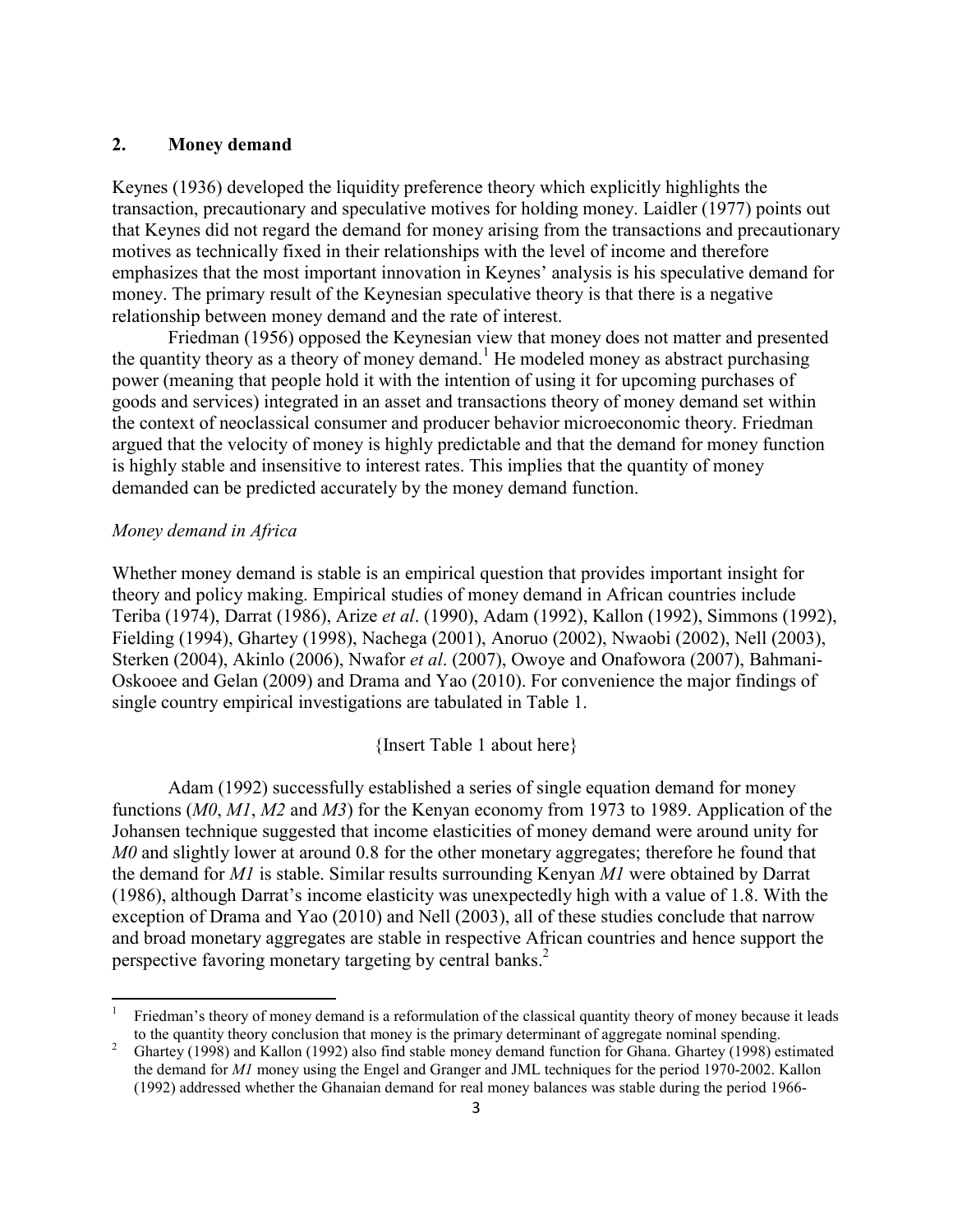## 2. Money demand

Keynes (1936) developed the liquidity preference theory which explicitly highlights the transaction, precautionary and speculative motives for holding money. Laidler (1977) points out that Keynes did not regard the demand for money arising from the transactions and precautionary motives as technically fixed in their relationships with the level of income and therefore emphasizes that the most important innovation in Keynes' analysis is his speculative demand for money. The primary result of the Keynesian speculative theory is that there is a negative relationship between money demand and the rate of interest.

Friedman (1956) opposed the Keynesian view that money does not matter and presented the quantity theory as a theory of money demand.[1] He modeled money as abstract purchasing power (meaning that people hold it with the intention of using it for upcoming purchases of goods and services) integrated in an asset and transactions theory of money demand set within the context of neoclassical consumer and producer behavior microeconomic theory. Friedman argued that the velocity of money is highly predictable and that the demand for money function is highly stable and insensitive to interest rates. This implies that the quantity of money demanded can be predicted accurately by the money demand function.

*Money demand in Africa*

Whether money demand is stable is an empirical question that provides important insight for theory and policy making. Empirical studies of money demand in African countries include Teriba (1974), Darrat (1986), Arize *et al*. (1990), Adam (1992), Kallon (1992), Simmons (1992), Fielding (1994), Ghartey (1998), Nachega (2001), Anoruo (2002), Nwaobi (2002), Nell (2003), Sterken (2004), Akinlo (2006), Nwafor *et al*. (2007), Owoye and Onafowora (2007), Bahmani-Oskooee and Gelan (2009) and Drama and Yao (2010). For convenience the major findings of single country empirical investigations are tabulated in Table 1.

{Insert Table 1 about here}

Adam (1992) successfully established a series of single equation demand for money functions (*M0*, *M1*, *M2* and *M3*) for the Kenyan economy from 1973 to 1989. Application of the Johansen technique suggested that income elasticities of money demand were around unity for *M0* and slightly lower at around 0.8 for the other monetary aggregates; therefore he found that the demand for *M1* is stable. Similar results surrounding Kenyan *M1* were obtained by Darrat (1986), although Darrat's income elasticity was unexpectedly high with a value of 1.8. With the exception of Drama and Yao (2010) and Nell (2003), all of these studies conclude that narrow and broad monetary aggregates are stable in respective African countries and hence support the perspective favoring monetary targeting by central banks.[2]

[1] Friedman's theory of money demand is a reformulation of the classical quantity theory of money because it leads to the quantity theory conclusion that money is the primary determinant of aggregate nominal spending.

[2] Ghartey (1998) and Kallon (1992) also find stable money demand function for Ghana. Ghartey (1998) estimated the demand for *M1* money using the Engel and Granger and JML techniques for the period 1970-2002. Kallon (1992) addressed whether the Ghanaian demand for real money balances was stable during the period 1966-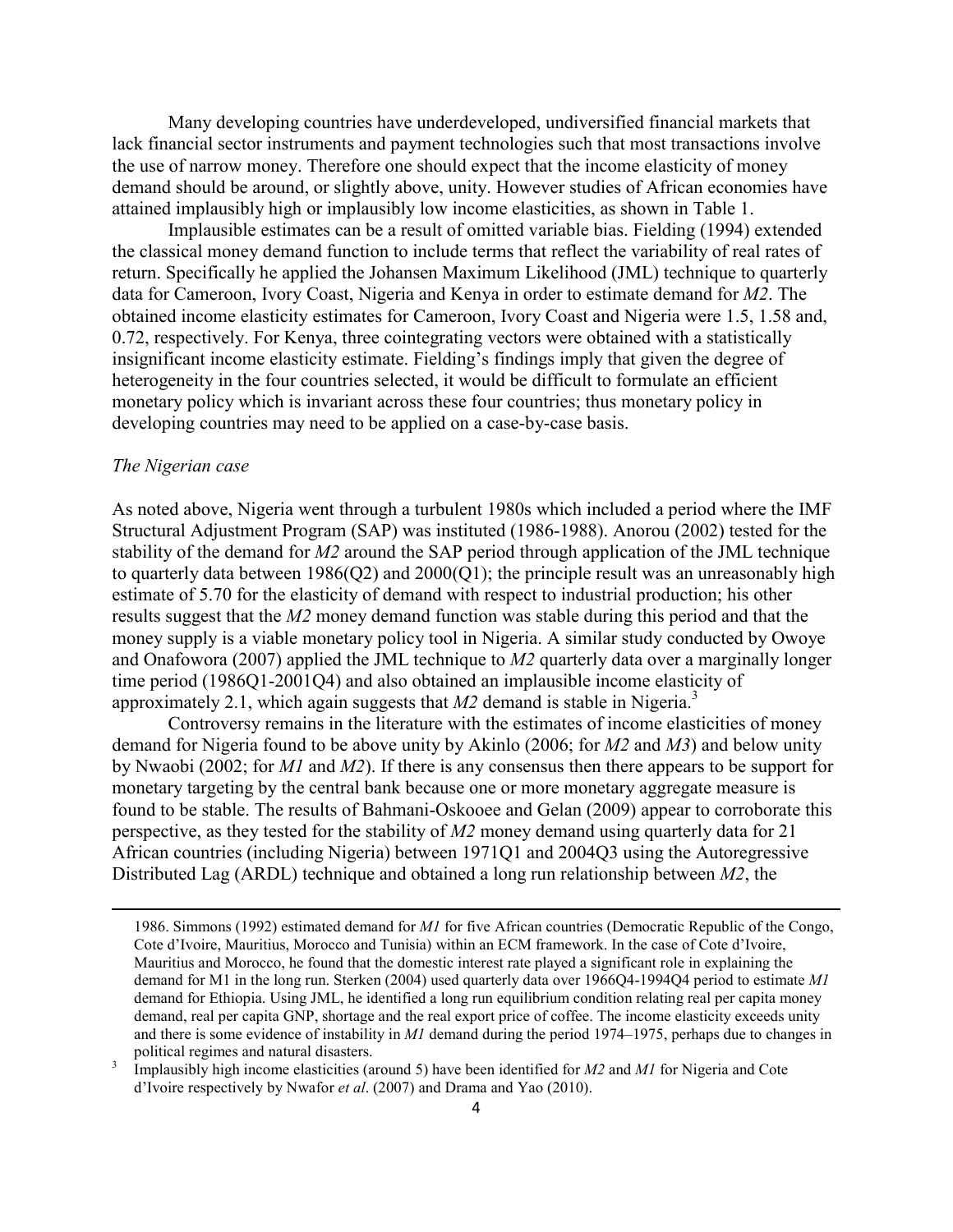Many developing countries have underdeveloped, undiversified financial markets that lack financial sector instruments and payment technologies such that most transactions involve the use of narrow money. Therefore one should expect that the income elasticity of money demand should be around, or slightly above, unity. However studies of African economies have attained implausibly high or implausibly low income elasticities, as shown in Table 1.

Implausible estimates can be a result of omitted variable bias. Fielding (1994) extended the classical money demand function to include terms that reflect the variability of real rates of return. Specifically he applied the Johansen Maximum Likelihood (JML) technique to quarterly data for Cameroon, Ivory Coast, Nigeria and Kenya in order to estimate demand for *M2*. The obtained income elasticity estimates for Cameroon, Ivory Coast and Nigeria were 1.5, 1.58 and, 0.72, respectively. For Kenya, three cointegrating vectors were obtained with a statistically insignificant income elasticity estimate. Fielding's findings imply that given the degree of heterogeneity in the four countries selected, it would be difficult to formulate an efficient monetary policy which is invariant across these four countries; thus monetary policy in developing countries may need to be applied on a case-by-case basis.

*The Nigerian case*

As noted above, Nigeria went through a turbulent 1980s which included a period where the IMF Structural Adjustment Program (SAP) was instituted (1986-1988). Anorou (2002) tested for the stability of the demand for *M2* around the SAP period through application of the JML technique to quarterly data between 1986(Q2) and 2000(Q1); the principle result was an unreasonably high estimate of 5.70 for the elasticity of demand with respect to industrial production; his other results suggest that the *M2* money demand function was stable during this period and that the money supply is a viable monetary policy tool in Nigeria. A similar study conducted by Owoye and Onafowora (2007) applied the JML technique to *M2* quarterly data over a marginally longer time period (1986Q1-2001Q4) and also obtained an implausible income elasticity of approximately 2.1, which again suggests that *M2* demand is stable in Nigeria.[3]

Controversy remains in the literature with the estimates of income elasticities of money demand for Nigeria found to be above unity by Akinlo (2006; for *M2* and *M3*) and below unity by Nwaobi (2002; for *M1* and *M2*). If there is any consensus then there appears to be support for monetary targeting by the central bank because one or more monetary aggregate measure is found to be stable. The results of Bahmani-Oskooee and Gelan (2009) appear to corroborate this perspective, as they tested for the stability of *M2* money demand using quarterly data for 21 African countries (including Nigeria) between 1971Q1 and 2004Q3 using the Autoregressive Distributed Lag (ARDL) technique and obtained a long run relationship between *M2*, the

---

1986. Simmons (1992) estimated demand for *M1* for five African countries (Democratic Republic of the Congo, Cote d'Ivoire, Mauritius, Morocco and Tunisia) within an ECM framework. In the case of Cote d'Ivoire, Mauritius and Morocco, he found that the domestic interest rate played a significant role in explaining the demand for M1 in the long run. Sterken (2004) used quarterly data over 1966Q4-1994Q4 period to estimate *M1* demand for Ethiopia. Using JML, he identified a long run equilibrium condition relating real per capita money demand, real per capita GNP, shortage and the real export price of coffee. The income elasticity exceeds unity and there is some evidence of instability in *M1* demand during the period 1974–1975, perhaps due to changes in political regimes and natural disasters.

[3] Implausibly high income elasticities (around 5) have been identified for *M2* and *M1* for Nigeria and Cote d'Ivoire respectively by Nwafor *et al*. (2007) and Drama and Yao (2010).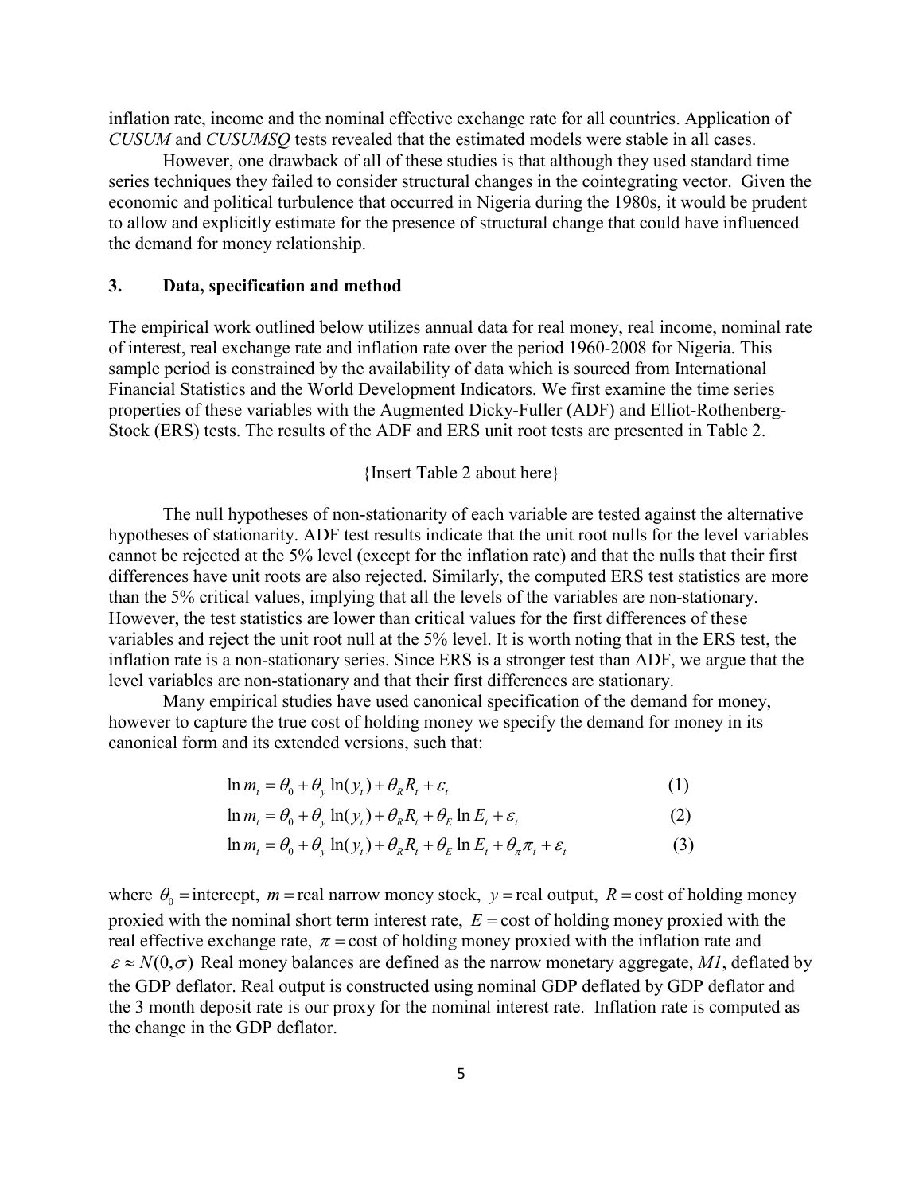inflation rate, income and the nominal effective exchange rate for all countries. Application of *CUSUM* and *CUSUMSQ* tests revealed that the estimated models were stable in all cases.

However, one drawback of all of these studies is that although they used standard time series techniques they failed to consider structural changes in the cointegrating vector. Given the economic and political turbulence that occurred in Nigeria during the 1980s, it would be prudent to allow and explicitly estimate for the presence of structural change that could have influenced the demand for money relationship.

## 3. Data, specification and method

The empirical work outlined below utilizes annual data for real money, real income, nominal rate of interest, real exchange rate and inflation rate over the period 1960-2008 for Nigeria. This sample period is constrained by the availability of data which is sourced from International Financial Statistics and the World Development Indicators. We first examine the time series properties of these variables with the Augmented Dicky-Fuller (ADF) and Elliot-Rothenberg-Stock (ERS) tests. The results of the ADF and ERS unit root tests are presented in Table 2.

{Insert Table 2 about here}

The null hypotheses of non-stationarity of each variable are tested against the alternative hypotheses of stationarity. ADF test results indicate that the unit root nulls for the level variables cannot be rejected at the 5% level (except for the inflation rate) and that the nulls that their first differences have unit roots are also rejected. Similarly, the computed ERS test statistics are more than the 5% critical values, implying that all the levels of the variables are non-stationary. However, the test statistics are lower than critical values for the first differences of these variables and reject the unit root null at the 5% level. It is worth noting that in the ERS test, the inflation rate is a non-stationary series. Since ERS is a stronger test than ADF, we argue that the level variables are non-stationary and that their first differences are stationary.

Many empirical studies have used canonical specification of the demand for money, however to capture the true cost of holding money we specify the demand for money in its canonical form and its extended versions, such that:

$$\ln m_t = \theta_0 + \theta_y \ln(y_t) + \theta_R R_t + \varepsilon_t \qquad (1)$$

$$\ln m_t = \theta_0 + \theta_y \ln(y_t) + \theta_R R_t + \theta_E \ln E_t + \varepsilon_t \qquad (2)$$

$$\ln m_t = \theta_0 + \theta_y \ln(y_t) + \theta_R R_t + \theta_E \ln E_t + \theta_\pi \pi_t + \varepsilon_t \qquad (3)$$

where $\theta_0 =$ intercept, $m =$ real narrow money stock, $y =$ real output, $R =$ cost of holding money proxied with the nominal short term interest rate, $E =$ cost of holding money proxied with the real effective exchange rate, $\pi =$ cost of holding money proxied with the inflation rate and $\varepsilon \approx N(0,\sigma)$ Real money balances are defined as the narrow monetary aggregate, *M1*, deflated by the GDP deflator. Real output is constructed using nominal GDP deflated by GDP deflator and the 3 month deposit rate is our proxy for the nominal interest rate. Inflation rate is computed as the change in the GDP deflator.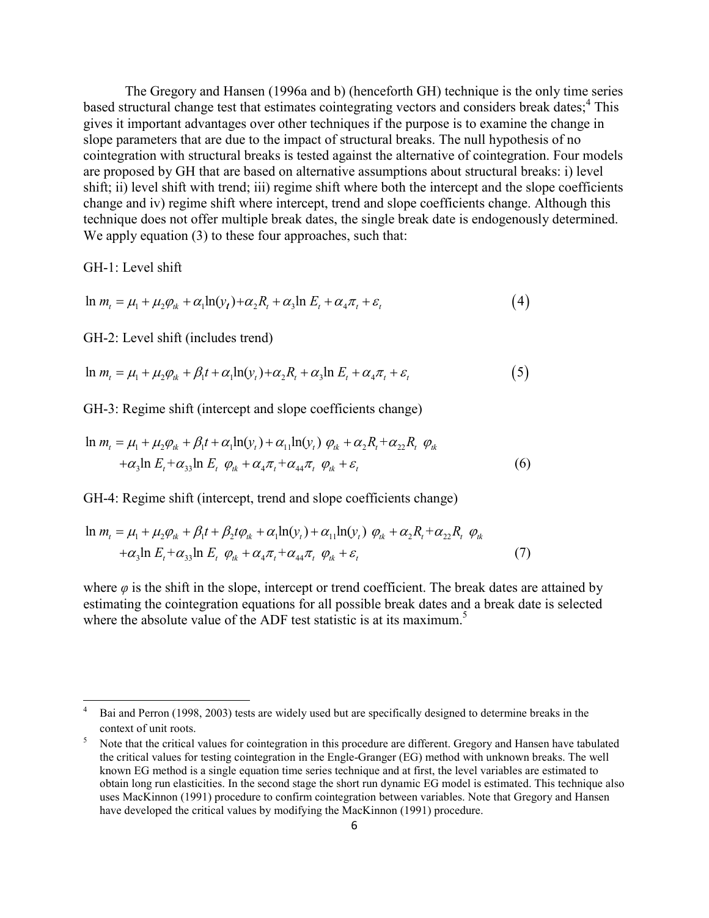The Gregory and Hansen (1996a and b) (henceforth GH) technique is the only time series based structural change test that estimates cointegrating vectors and considers break dates;[4] This gives it important advantages over other techniques if the purpose is to examine the change in slope parameters that are due to the impact of structural breaks. The null hypothesis of no cointegration with structural breaks is tested against the alternative of cointegration. Four models are proposed by GH that are based on alternative assumptions about structural breaks: i) level shift; ii) level shift with trend; iii) regime shift where both the intercept and the slope coefficients change and iv) regime shift where intercept, trend and slope coefficients change. Although this technique does not offer multiple break dates, the single break date is endogenously determined. We apply equation (3) to these four approaches, such that:

GH-1: Level shift

$$\ln m_t = \mu_1 + \mu_2 \varphi_{tk} + \alpha_1 \ln(y_t) + \alpha_2 R_t + \alpha_3 \ln E_t + \alpha_4 \pi_t + \varepsilon_t \tag{4}$$

GH-2: Level shift (includes trend)

$$\ln m_t = \mu_1 + \mu_2 \varphi_{tk} + \beta_1 t + \alpha_1 \ln(y_t) + \alpha_2 R_t + \alpha_3 \ln E_t + \alpha_4 \pi_t + \varepsilon_t \tag{5}$$

GH-3: Regime shift (intercept and slope coefficients change)

$$\begin{aligned} \ln m_t = {} & \mu_1 + \mu_2 \varphi_{tk} + \beta_1 t + \alpha_1 \ln(y_t) + \alpha_{11} \ln(y_t)\ \varphi_{tk} + \alpha_2 R_t + \alpha_{22} R_t\ \varphi_{tk} \\ & + \alpha_3 \ln E_t + \alpha_{33} \ln E_t\ \varphi_{tk} + \alpha_4 \pi_t + \alpha_{44} \pi_t\ \varphi_{tk} + \varepsilon_t \end{aligned} \tag{6}$$

GH-4: Regime shift (intercept, trend and slope coefficients change)

$$\begin{aligned} \ln m_t = {} & \mu_1 + \mu_2 \varphi_{tk} + \beta_1 t + \beta_2 t \varphi_{tk} + \alpha_1 \ln(y_t) + \alpha_{11} \ln(y_t)\ \varphi_{tk} + \alpha_2 R_t + \alpha_{22} R_t\ \varphi_{tk} \\ & + \alpha_3 \ln E_t + \alpha_{33} \ln E_t\ \varphi_{tk} + \alpha_4 \pi_t + \alpha_{44} \pi_t\ \varphi_{tk} + \varepsilon_t \end{aligned} \tag{7}$$

where $\varphi$ is the shift in the slope, intercept or trend coefficient. The break dates are attained by estimating the cointegration equations for all possible break dates and a break date is selected where the absolute value of the ADF test statistic is at its maximum.[5]

---

[4] Bai and Perron (1998, 2003) tests are widely used but are specifically designed to determine breaks in the context of unit roots.

[5] Note that the critical values for cointegration in this procedure are different. Gregory and Hansen have tabulated the critical values for testing cointegration in the Engle-Granger (EG) method with unknown breaks. The well known EG method is a single equation time series technique and at first, the level variables are estimated to obtain long run elasticities. In the second stage the short run dynamic EG model is estimated. This technique also uses MacKinnon (1991) procedure to confirm cointegration between variables. Note that Gregory and Hansen have developed the critical values by modifying the MacKinnon (1991) procedure.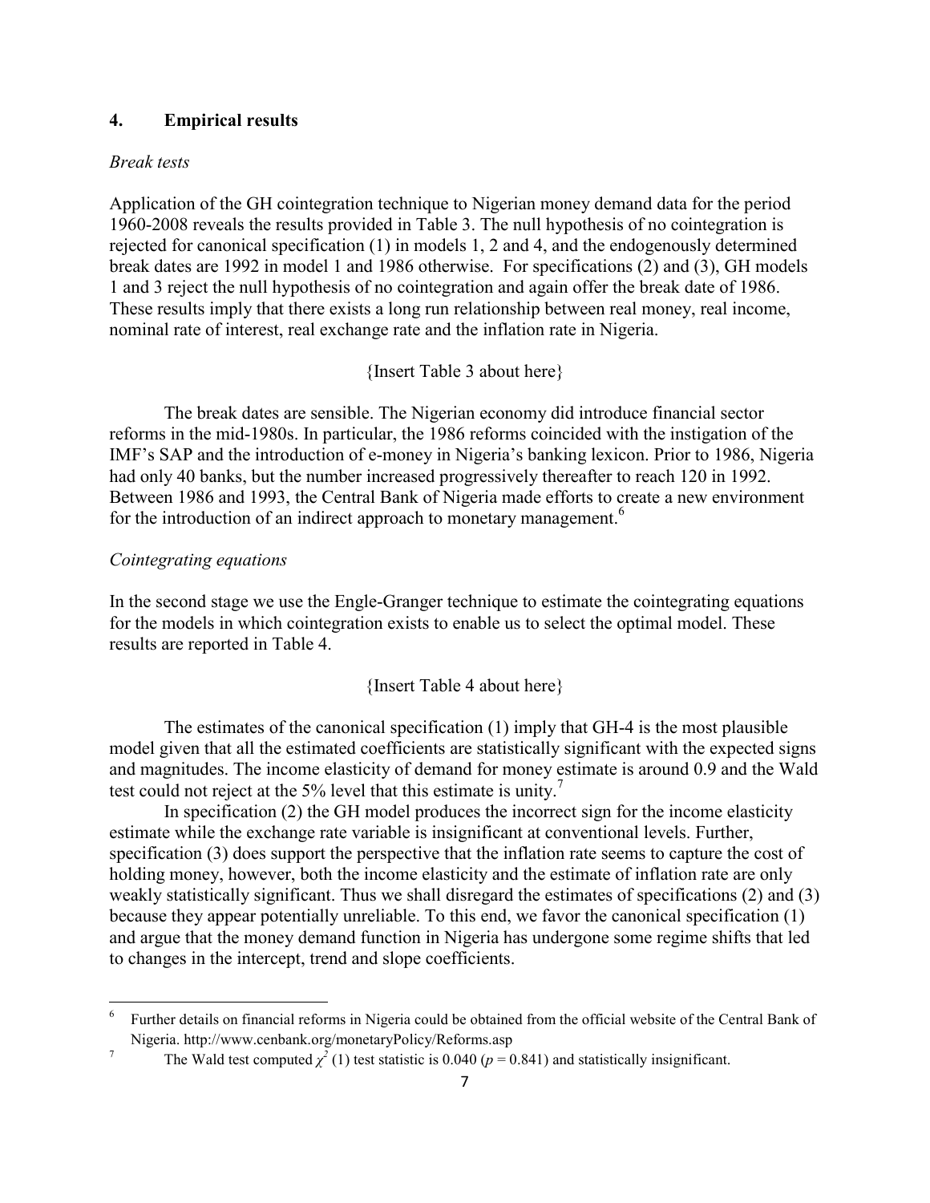## 4. Empirical results

*Break tests*

Application of the GH cointegration technique to Nigerian money demand data for the period 1960-2008 reveals the results provided in Table 3. The null hypothesis of no cointegration is rejected for canonical specification (1) in models 1, 2 and 4, and the endogenously determined break dates are 1992 in model 1 and 1986 otherwise. For specifications (2) and (3), GH models 1 and 3 reject the null hypothesis of no cointegration and again offer the break date of 1986. These results imply that there exists a long run relationship between real money, real income, nominal rate of interest, real exchange rate and the inflation rate in Nigeria.

{Insert Table 3 about here}

The break dates are sensible. The Nigerian economy did introduce financial sector reforms in the mid-1980s. In particular, the 1986 reforms coincided with the instigation of the IMF's SAP and the introduction of e-money in Nigeria's banking lexicon. Prior to 1986, Nigeria had only 40 banks, but the number increased progressively thereafter to reach 120 in 1992. Between 1986 and 1993, the Central Bank of Nigeria made efforts to create a new environment for the introduction of an indirect approach to monetary management.[6]

*Cointegrating equations*

In the second stage we use the Engle-Granger technique to estimate the cointegrating equations for the models in which cointegration exists to enable us to select the optimal model. These results are reported in Table 4.

{Insert Table 4 about here}

The estimates of the canonical specification (1) imply that GH-4 is the most plausible model given that all the estimated coefficients are statistically significant with the expected signs and magnitudes. The income elasticity of demand for money estimate is around 0.9 and the Wald test could not reject at the 5% level that this estimate is unity.[7]

In specification (2) the GH model produces the incorrect sign for the income elasticity estimate while the exchange rate variable is insignificant at conventional levels. Further, specification (3) does support the perspective that the inflation rate seems to capture the cost of holding money, however, both the income elasticity and the estimate of inflation rate are only weakly statistically significant. Thus we shall disregard the estimates of specifications (2) and (3) because they appear potentially unreliable. To this end, we favor the canonical specification (1) and argue that the money demand function in Nigeria has undergone some regime shifts that led to changes in the intercept, trend and slope coefficients.

---

[6] Further details on financial reforms in Nigeria could be obtained from the official website of the Central Bank of Nigeria. http://www.cenbank.org/monetaryPolicy/Reforms.asp

[7] The Wald test computed $\chi^2$ (1) test statistic is 0.040 ($p$ = 0.841) and statistically insignificant.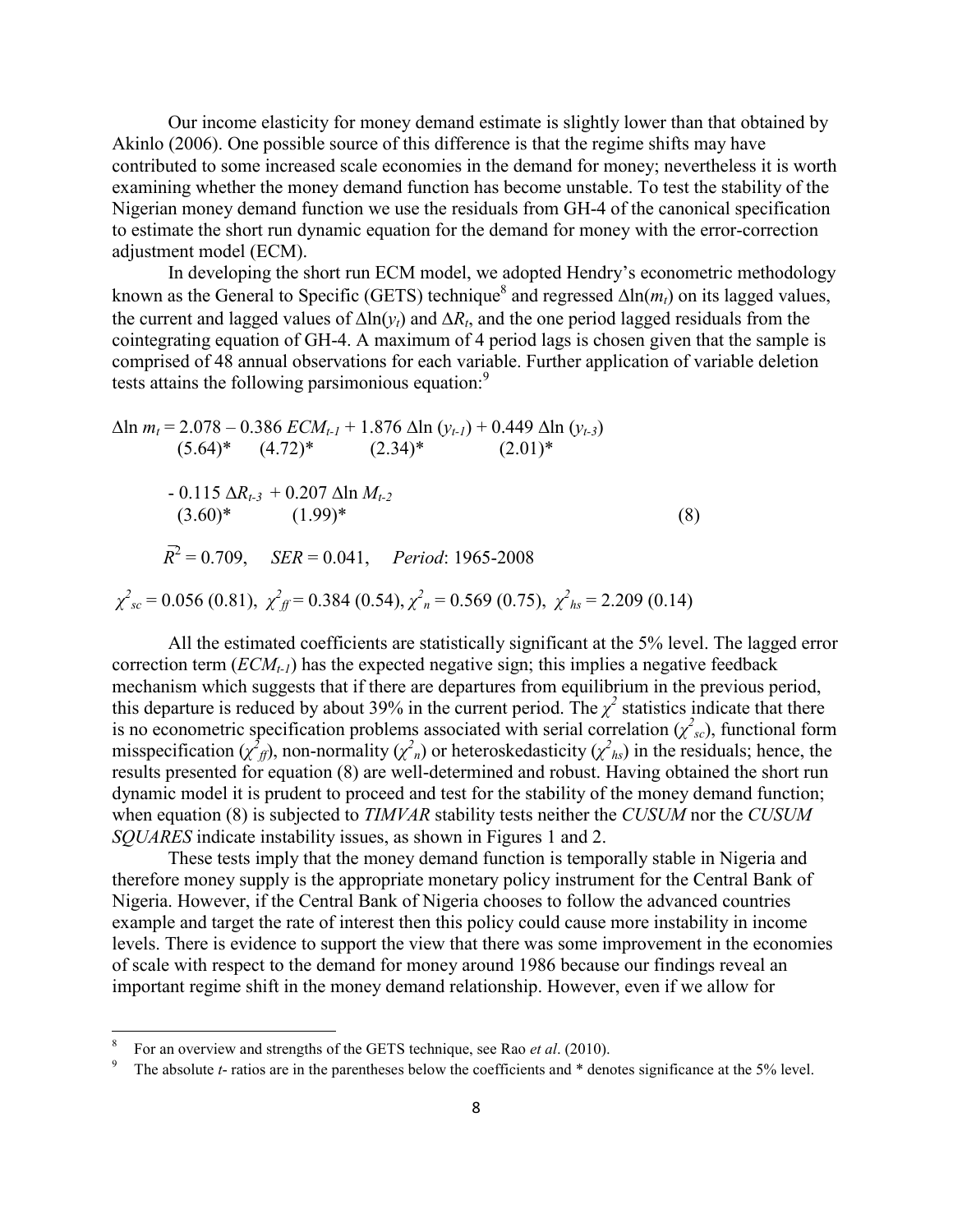Our income elasticity for money demand estimate is slightly lower than that obtained by Akinlo (2006). One possible source of this difference is that the regime shifts may have contributed to some increased scale economies in the demand for money; nevertheless it is worth examining whether the money demand function has become unstable. To test the stability of the Nigerian money demand function we use the residuals from GH-4 of the canonical specification to estimate the short run dynamic equation for the demand for money with the error-correction adjustment model (ECM).

In developing the short run ECM model, we adopted Hendry's econometric methodology known as the General to Specific (GETS) technique[8] and regressed $\Delta\ln(m_t)$ on its lagged values, the current and lagged values of $\Delta\ln(y_t)$ and $\Delta R_t$, and the one period lagged residuals from the cointegrating equation of GH-4. A maximum of 4 period lags is chosen given that the sample is comprised of 48 annual observations for each variable. Further application of variable deletion tests attains the following parsimonious equation:[9]

$$
\begin{aligned}
\Delta\ln m_t = &\; \underset{(5.64)^*}{2.078} - \underset{(4.72)^*}{0.386}\, ECM_{t-1} + \underset{(2.34)^*}{1.876}\, \Delta\ln(y_{t-1}) + \underset{(2.01)^*}{0.449}\, \Delta\ln(y_{t-3}) \\
&- \underset{(3.60)^*}{0.115}\, \Delta R_{t-3} + \underset{(1.99)^*}{0.207}\, \Delta\ln M_{t-2} \qquad (8)
\end{aligned}
$$

$\bar{R}^2 = 0.709,\quad SER = 0.041,\quad$ *Period*: 1965-2008

$\chi^2_{sc} = 0.056\ (0.81),\ \chi^2_{ff} = 0.384\ (0.54),\ \chi^2_{n} = 0.569\ (0.75),\ \chi^2_{hs} = 2.209\ (0.14)$

All the estimated coefficients are statistically significant at the 5% level. The lagged error correction term ($ECM_{t-1}$) has the expected negative sign; this implies a negative feedback mechanism which suggests that if there are departures from equilibrium in the previous period, this departure is reduced by about 39% in the current period. The $\chi^2$ statistics indicate that there is no econometric specification problems associated with serial correlation ($\chi^2_{sc}$), functional form misspecification ($\chi^2_{ff}$), non-normality ($\chi^2_{n}$) or heteroskedasticity ($\chi^2_{hs}$) in the residuals; hence, the results presented for equation (8) are well-determined and robust. Having obtained the short run dynamic model it is prudent to proceed and test for the stability of the money demand function; when equation (8) is subjected to *TIMVAR* stability tests neither the *CUSUM* nor the *CUSUM SQUARES* indicate instability issues, as shown in Figures 1 and 2.

These tests imply that the money demand function is temporally stable in Nigeria and therefore money supply is the appropriate monetary policy instrument for the Central Bank of Nigeria. However, if the Central Bank of Nigeria chooses to follow the advanced countries example and target the rate of interest then this policy could cause more instability in income levels. There is evidence to support the view that there was some improvement in the economies of scale with respect to the demand for money around 1986 because our findings reveal an important regime shift in the money demand relationship. However, even if we allow for

---

[8] For an overview and strengths of the GETS technique, see Rao *et al*. (2010).

[9] The absolute *t*- ratios are in the parentheses below the coefficients and * denotes significance at the 5% level.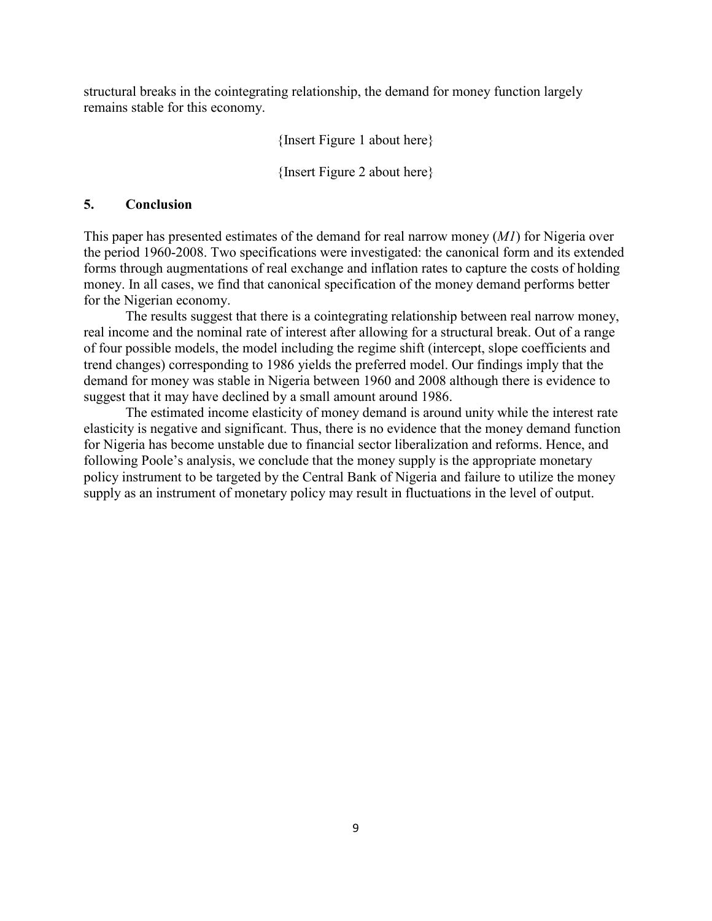structural breaks in the cointegrating relationship, the demand for money function largely remains stable for this economy.

{Insert Figure 1 about here}

{Insert Figure 2 about here}

## 5. Conclusion

This paper has presented estimates of the demand for real narrow money (*M1*) for Nigeria over the period 1960-2008. Two specifications were investigated: the canonical form and its extended forms through augmentations of real exchange and inflation rates to capture the costs of holding money. In all cases, we find that canonical specification of the money demand performs better for the Nigerian economy.

The results suggest that there is a cointegrating relationship between real narrow money, real income and the nominal rate of interest after allowing for a structural break. Out of a range of four possible models, the model including the regime shift (intercept, slope coefficients and trend changes) corresponding to 1986 yields the preferred model. Our findings imply that the demand for money was stable in Nigeria between 1960 and 2008 although there is evidence to suggest that it may have declined by a small amount around 1986.

The estimated income elasticity of money demand is around unity while the interest rate elasticity is negative and significant. Thus, there is no evidence that the money demand function for Nigeria has become unstable due to financial sector liberalization and reforms. Hence, and following Poole's analysis, we conclude that the money supply is the appropriate monetary policy instrument to be targeted by the Central Bank of Nigeria and failure to utilize the money supply as an instrument of monetary policy may result in fluctuations in the level of output.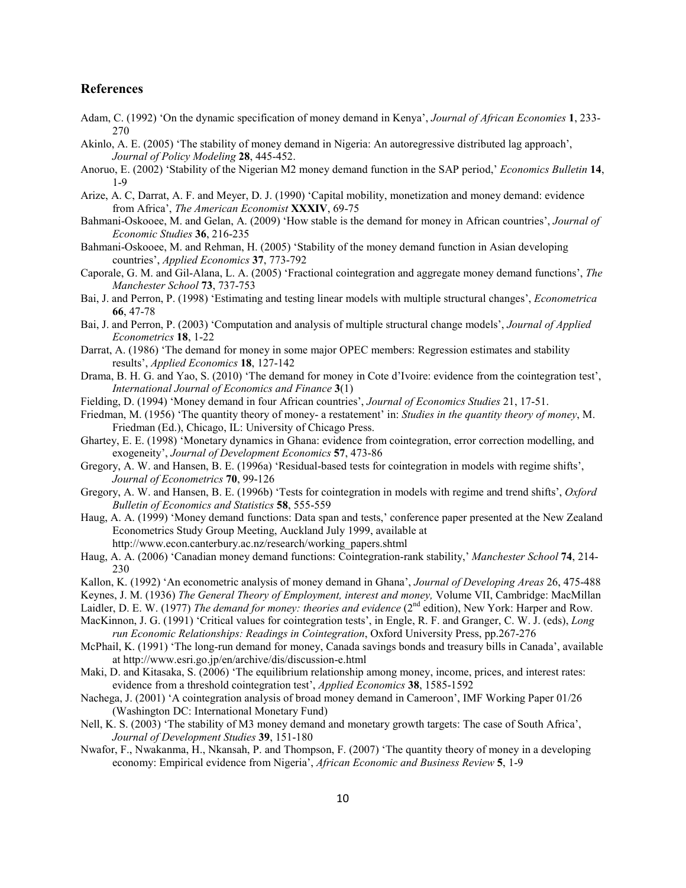## References

Adam, C. (1992) 'On the dynamic specification of money demand in Kenya', *Journal of African Economies* **1**, 233-270

Akinlo, A. E. (2005) 'The stability of money demand in Nigeria: An autoregressive distributed lag approach', *Journal of Policy Modeling* **28**, 445-452.

Anoruo, E. (2002) 'Stability of the Nigerian M2 money demand function in the SAP period,' *Economics Bulletin* **14**, 1-9

Arize, A. C, Darrat, A. F. and Meyer, D. J. (1990) 'Capital mobility, monetization and money demand: evidence from Africa', *The American Economist* **XXXIV**, 69-75

Bahmani-Oskooee, M. and Gelan, A. (2009) 'How stable is the demand for money in African countries', *Journal of Economic Studies* **36**, 216-235

Bahmani-Oskooee, M. and Rehman, H. (2005) 'Stability of the money demand function in Asian developing countries', *Applied Economics* **37**, 773-792

Caporale, G. M. and Gil-Alana, L. A. (2005) 'Fractional cointegration and aggregate money demand functions', *The Manchester School* **73**, 737-753

Bai, J. and Perron, P. (1998) 'Estimating and testing linear models with multiple structural changes', *Econometrica* **66**, 47-78

Bai, J. and Perron, P. (2003) 'Computation and analysis of multiple structural change models', *Journal of Applied Econometrics* **18**, 1-22

Darrat, A. (1986) 'The demand for money in some major OPEC members: Regression estimates and stability results', *Applied Economics* **18**, 127-142

Drama, B. H. G. and Yao, S. (2010) 'The demand for money in Cote d'Ivoire: evidence from the cointegration test', *International Journal of Economics and Finance* **3**(1)

Fielding, D. (1994) 'Money demand in four African countries', *Journal of Economics Studies* 21, 17-51.

Friedman, M. (1956) 'The quantity theory of money- a restatement' in: *Studies in the quantity theory of money*, M. Friedman (Ed.), Chicago, IL: University of Chicago Press.

Ghartey, E. E. (1998) 'Monetary dynamics in Ghana: evidence from cointegration, error correction modelling, and exogeneity', *Journal of Development Economics* **57**, 473-86

Gregory, A. W. and Hansen, B. E. (1996a) 'Residual-based tests for cointegration in models with regime shifts', *Journal of Econometrics* **70**, 99-126

Gregory, A. W. and Hansen, B. E. (1996b) 'Tests for cointegration in models with regime and trend shifts', *Oxford Bulletin of Economics and Statistics* **58**, 555-559

Haug, A. A. (1999) 'Money demand functions: Data span and tests,' conference paper presented at the New Zealand Econometrics Study Group Meeting, Auckland July 1999, available at http://www.econ.canterbury.ac.nz/research/working_papers.shtml

Haug, A. A. (2006) 'Canadian money demand functions: Cointegration-rank stability,' *Manchester School* **74**, 214-230

Kallon, K. (1992) 'An econometric analysis of money demand in Ghana', *Journal of Developing Areas* 26, 475-488

Keynes, J. M. (1936) *The General Theory of Employment, interest and money,* Volume VII, Cambridge: MacMillan

Laidler, D. E. W. (1977) *The demand for money: theories and evidence* (2nd edition), New York: Harper and Row.

MacKinnon, J. G. (1991) 'Critical values for cointegration tests', in Engle, R. F. and Granger, C. W. J. (eds), *Long run Economic Relationships: Readings in Cointegration*, Oxford University Press, pp.267-276

McPhail, K. (1991) 'The long-run demand for money, Canada savings bonds and treasury bills in Canada', available at http://www.esri.go.jp/en/archive/dis/discussion-e.html

Maki, D. and Kitasaka, S. (2006) 'The equilibrium relationship among money, income, prices, and interest rates: evidence from a threshold cointegration test', *Applied Economics* **38**, 1585-1592

Nachega, J. (2001) 'A cointegration analysis of broad money demand in Cameroon', IMF Working Paper 01/26 (Washington DC: International Monetary Fund)

Nell, K. S. (2003) 'The stability of M3 money demand and monetary growth targets: The case of South Africa', *Journal of Development Studies* **39**, 151-180

Nwafor, F., Nwakanma, H., Nkansah, P. and Thompson, F. (2007) 'The quantity theory of money in a developing economy: Empirical evidence from Nigeria', *African Economic and Business Review* **5**, 1-9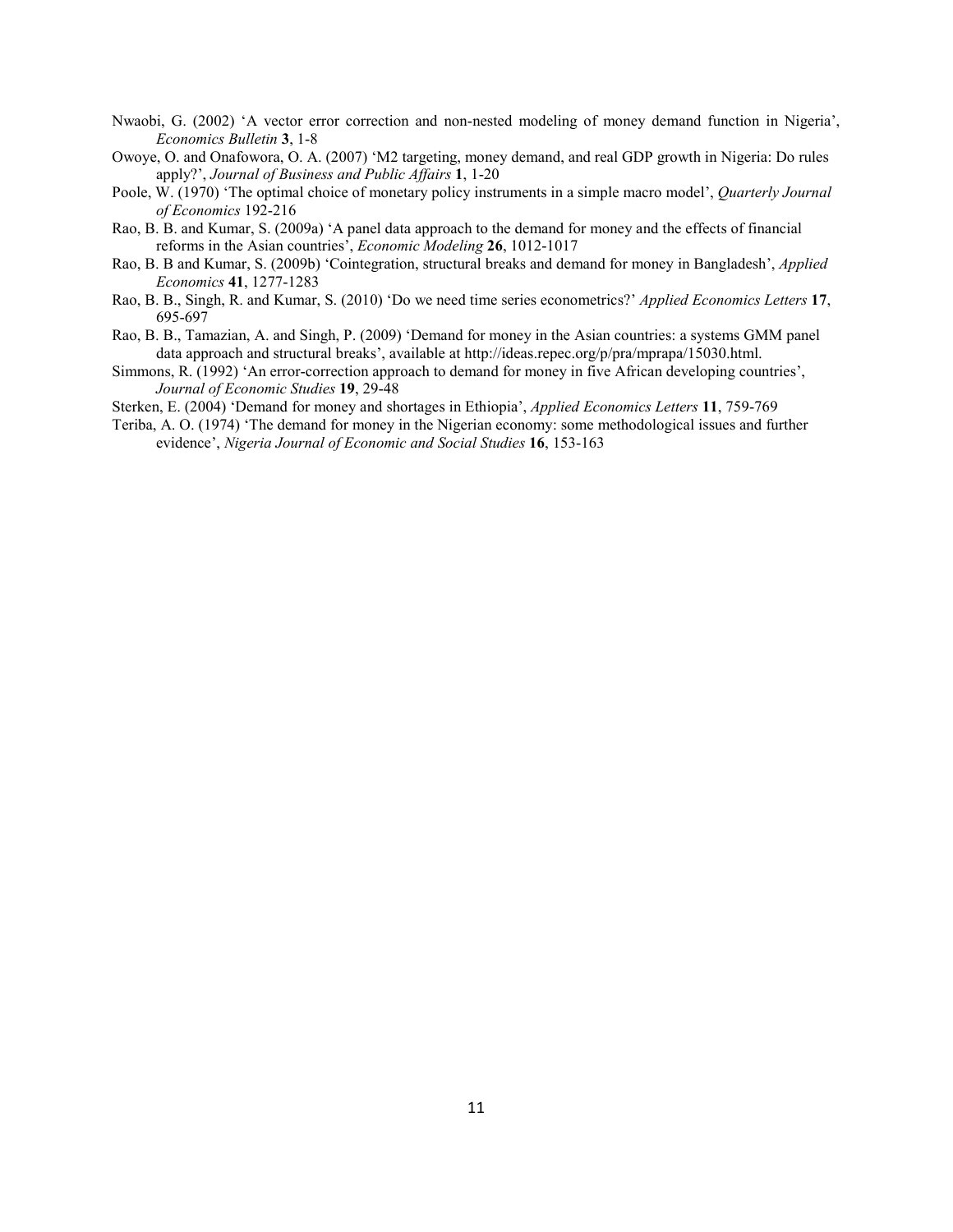Nwaobi, G. (2002) 'A vector error correction and non-nested modeling of money demand function in Nigeria', *Economics Bulletin* **3**, 1-8

Owoye, O. and Onafowora, O. A. (2007) 'M2 targeting, money demand, and real GDP growth in Nigeria: Do rules apply?', *Journal of Business and Public Affairs* **1**, 1-20

Poole, W. (1970) 'The optimal choice of monetary policy instruments in a simple macro model', *Quarterly Journal of Economics* 192-216

Rao, B. B. and Kumar, S. (2009a) 'A panel data approach to the demand for money and the effects of financial reforms in the Asian countries', *Economic Modeling* **26**, 1012-1017

Rao, B. B and Kumar, S. (2009b) 'Cointegration, structural breaks and demand for money in Bangladesh', *Applied Economics* **41**, 1277-1283

Rao, B. B., Singh, R. and Kumar, S. (2010) 'Do we need time series econometrics?' *Applied Economics Letters* **17**, 695-697

Rao, B. B., Tamazian, A. and Singh, P. (2009) 'Demand for money in the Asian countries: a systems GMM panel data approach and structural breaks', available at http://ideas.repec.org/p/pra/mprapa/15030.html.

Simmons, R. (1992) 'An error-correction approach to demand for money in five African developing countries', *Journal of Economic Studies* **19**, 29-48

Sterken, E. (2004) 'Demand for money and shortages in Ethiopia', *Applied Economics Letters* **11**, 759-769

Teriba, A. O. (1974) 'The demand for money in the Nigerian economy: some methodological issues and further evidence', *Nigeria Journal of Economic and Social Studies* **16**, 153-163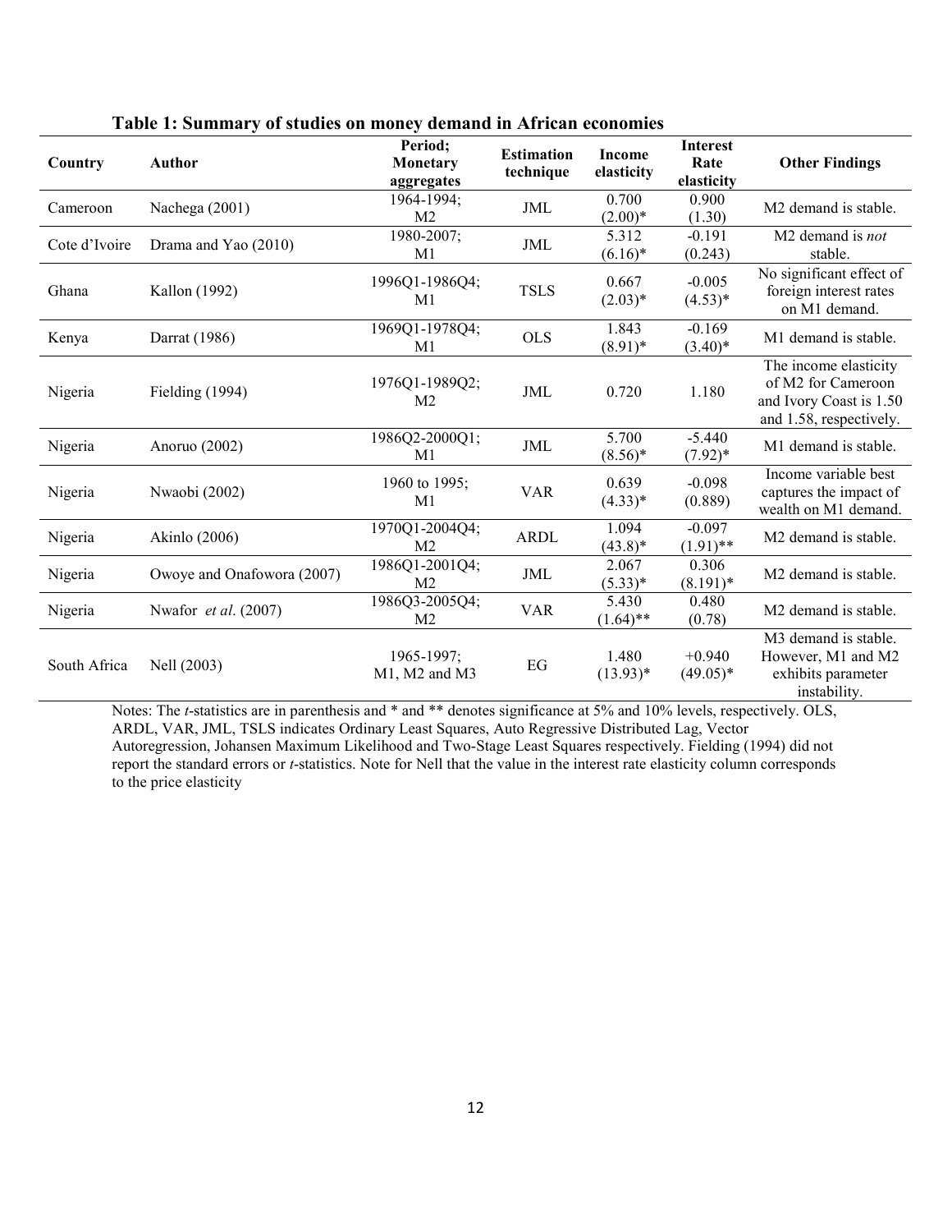**Table 1: Summary of studies on money demand in African economies**

| Country | Author | Period; Monetary aggregates | Estimation technique | Income elasticity | Interest Rate elasticity | Other Findings |
|---|---|---|---|---|---|---|
| Cameroon | Nachega (2001) | 1964-1994; M2 | JML | 0.700 (2.00)* | 0.900 (1.30) | M2 demand is stable. |
| Cote d'Ivoire | Drama and Yao (2010) | 1980-2007; M1 | JML | 5.312 (6.16)* | -0.191 (0.243) | M2 demand is *not* stable. |
| Ghana | Kallon (1992) | 1996Q1-1986Q4; M1 | TSLS | 0.667 (2.03)* | -0.005 (4.53)* | No significant effect of foreign interest rates on M1 demand. |
| Kenya | Darrat (1986) | 1969Q1-1978Q4; M1 | OLS | 1.843 (8.91)* | -0.169 (3.40)* | M1 demand is stable. |
| Nigeria | Fielding (1994) | 1976Q1-1989Q2; M2 | JML | 0.720 | 1.180 | The income elasticity of M2 for Cameroon and Ivory Coast is 1.50 and 1.58, respectively. |
| Nigeria | Anoruo (2002) | 1986Q2-2000Q1; M1 | JML | 5.700 (8.56)* | -5.440 (7.92)* | M1 demand is stable. |
| Nigeria | Nwaobi (2002) | 1960 to 1995; M1 | VAR | 0.639 (4.33)* | -0.098 (0.889) | Income variable best captures the impact of wealth on M1 demand. |
| Nigeria | Akinlo (2006) | 1970Q1-2004Q4; M2 | ARDL | 1.094 (43.8)* | -0.097 (1.91)** | M2 demand is stable. |
| Nigeria | Owoye and Onafowora (2007) | 1986Q1-2001Q4; M2 | JML | 2.067 (5.33)* | 0.306 (8.191)* | M2 demand is stable. |
| Nigeria | Nwafor *et al*. (2007) | 1986Q3-2005Q4; M2 | VAR | 5.430 (1.64)** | 0.480 (0.78) | M2 demand is stable. |
| South Africa | Nell (2003) | 1965-1997; M1, M2 and M3 | EG | 1.480 (13.93)* | +0.940 (49.05)* | M3 demand is stable. However, M1 and M2 exhibits parameter instability. |

Notes: The *t*-statistics are in parenthesis and * and ** denotes significance at 5% and 10% levels, respectively. OLS, ARDL, VAR, JML, TSLS indicates Ordinary Least Squares, Auto Regressive Distributed Lag, Vector Autoregression, Johansen Maximum Likelihood and Two-Stage Least Squares respectively. Fielding (1994) did not report the standard errors or *t*-statistics. Note for Nell that the value in the interest rate elasticity column corresponds to the price elasticity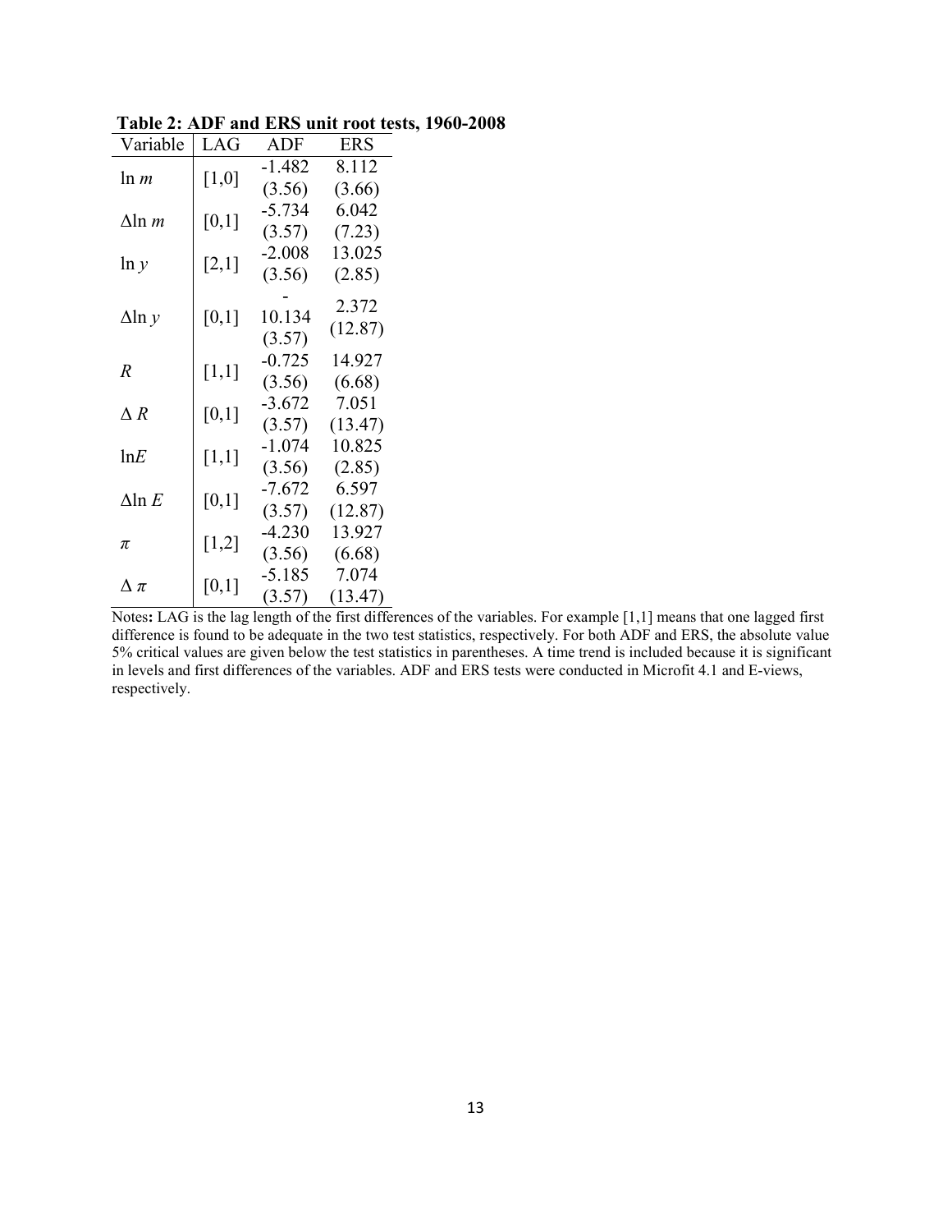**Table 2: ADF and ERS unit root tests, 1960-2008**

| Variable | LAG | ADF | ERS |
|---|---|---|---|
| $\ln m$ | [1,0] | -1.482<br>(3.56) | 8.112<br>(3.66) |
| $\Delta \ln m$ | [0,1] | -5.734<br>(3.57) | 6.042<br>(7.23) |
| $\ln y$ | [2,1] | -2.008<br>(3.56) | 13.025<br>(2.85) |
| $\Delta \ln y$ | [0,1] | -10.134<br>(3.57) | 2.372<br>(12.87) |
| $R$ | [1,1] | -0.725<br>(3.56) | 14.927<br>(6.68) |
| $\Delta R$ | [0,1] | -3.672<br>(3.57) | 7.051<br>(13.47) |
| $\ln E$ | [1,1] | -1.074<br>(3.56) | 10.825<br>(2.85) |
| $\Delta \ln E$ | [0,1] | -7.672<br>(3.57) | 6.597<br>(12.87) |
| $\pi$ | [1,2] | -4.230<br>(3.56) | 13.927<br>(6.68) |
| $\Delta \pi$ | [0,1] | -5.185<br>(3.57) | 7.074<br>(13.47) |

Notes**:** LAG is the lag length of the first differences of the variables. For example [1,1] means that one lagged first difference is found to be adequate in the two test statistics, respectively. For both ADF and ERS, the absolute value 5% critical values are given below the test statistics in parentheses. A time trend is included because it is significant in levels and first differences of the variables. ADF and ERS tests were conducted in Microfit 4.1 and E-views, respectively.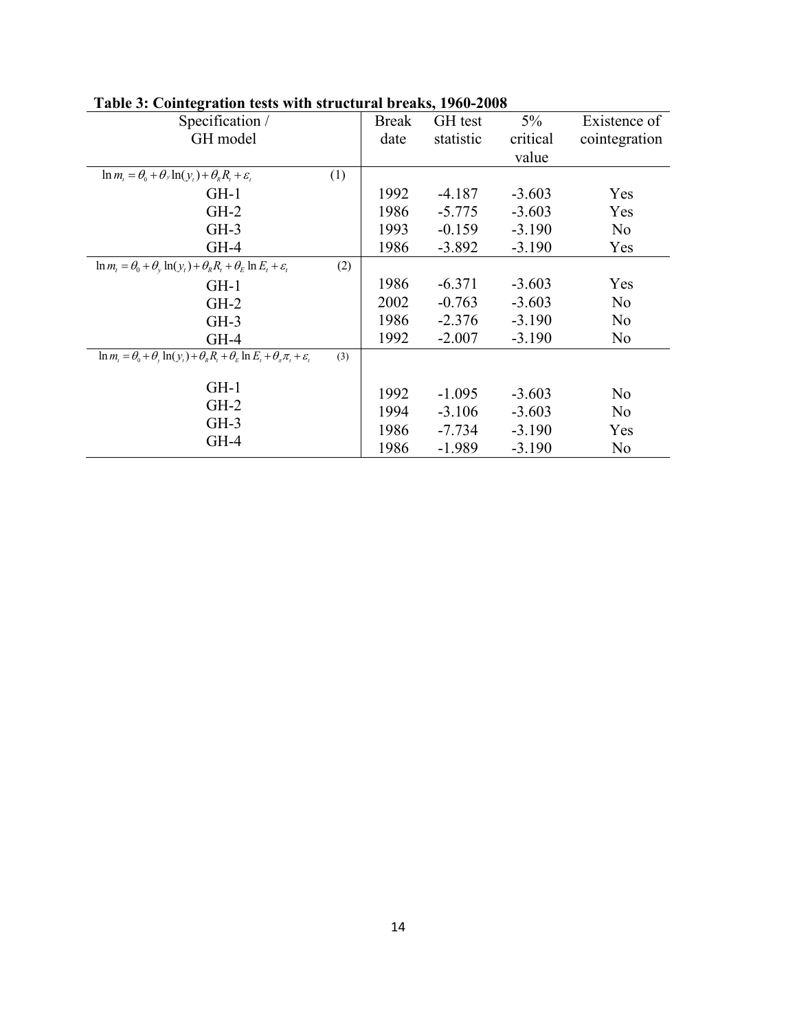**Table 3: Cointegration tests with structural breaks, 1960-2008**

| Specification / GH model | Break date | GH test statistic | 5% critical value | Existence of cointegration |
|---|---|---|---|---|
| $\ln m_t = \theta_0 + \theta_y \ln(y_t) + \theta_R R_t + \varepsilon_t$ (1) | | | | |
| GH-1 | 1992 | -4.187 | -3.603 | Yes |
| GH-2 | 1986 | -5.775 | -3.603 | Yes |
| GH-3 | 1993 | -0.159 | -3.190 | No |
| GH-4 | 1986 | -3.892 | -3.190 | Yes |
| $\ln m_t = \theta_0 + \theta_y \ln(y_t) + \theta_R R_t + \theta_E \ln E_t + \varepsilon_t$ (2) | | | | |
| GH-1 | 1986 | -6.371 | -3.603 | Yes |
| GH-2 | 2002 | -0.763 | -3.603 | No |
| GH-3 | 1986 | -2.376 | -3.190 | No |
| GH-4 | 1992 | -2.007 | -3.190 | No |
| $\ln m_t = \theta_0 + \theta_y \ln(y_t) + \theta_R R_t + \theta_E \ln E_t + \theta_\pi \pi_t + \varepsilon_t$ (3) | | | | |
| GH-1 | 1992 | -1.095 | -3.603 | No |
| GH-2 | 1994 | -3.106 | -3.603 | No |
| GH-3 | 1986 | -7.734 | -3.190 | Yes |
| GH-4 | 1986 | -1.989 | -3.190 | No |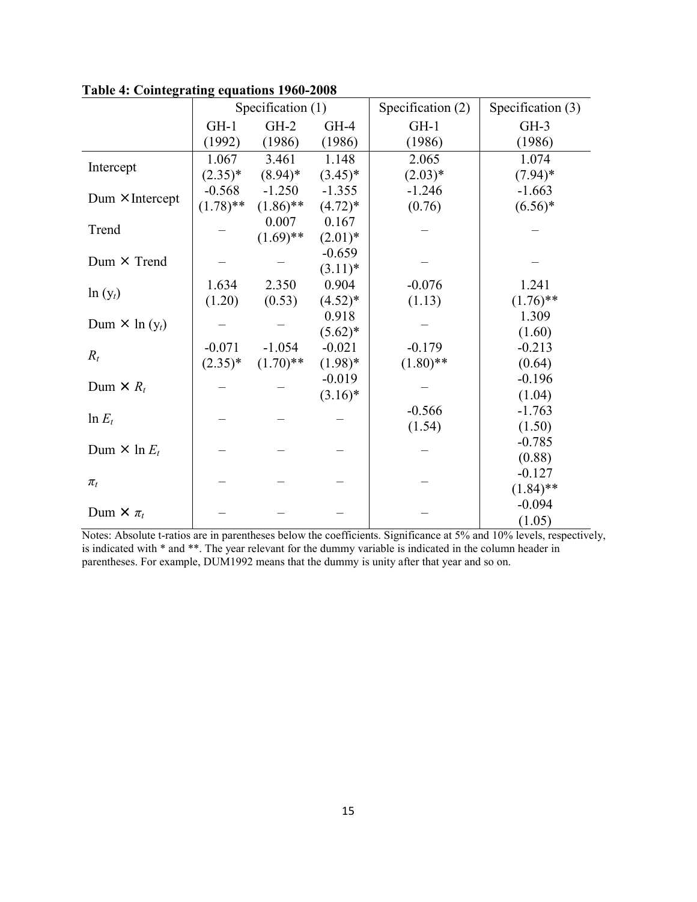**Table 4: Cointegrating equations 1960-2008**

| | Specification (1) | | | Specification (2) | Specification (3) |
|---|---|---|---|---|---|
| | GH-1 (1992) | GH-2 (1986) | GH-4 (1986) | GH-1 (1986) | GH-3 (1986) |
| Intercept | 1.067 (2.35)* | 3.461 (8.94)* | 1.148 (3.45)* | 2.065 (2.03)* | 1.074 (7.94)* |
| Dum × Intercept | -0.568 (1.78)** | -1.250 (1.86)** | -1.355 (4.72)* | -1.246 (0.76) | -1.663 (6.56)* |
| Trend | – | 0.007 (1.69)** | 0.167 (2.01)* | – | – |
| Dum × Trend | – | – | -0.659 (3.11)* | – | – |
| $\ln (y_t)$ | 1.634 (1.20) | 2.350 (0.53) | 0.904 (4.52)* | -0.076 (1.13) | 1.241 (1.76)** |
| Dum × $\ln (y_t)$ | – | – | 0.918 (5.62)* | – | 1.309 (1.60) |
| $R_t$ | -0.071 (2.35)* | -1.054 (1.70)** | -0.021 (1.98)* | -0.179 (1.80)** | -0.213 (0.64) |
| Dum × $R_t$ | – | – | -0.019 (3.16)* | – | -0.196 (1.04) |
| $\ln E_t$ | – | – | – | -0.566 (1.54) | -1.763 (1.50) |
| Dum × $\ln E_t$ | – | – | – | – | -0.785 (0.88) |
| $\pi_t$ | – | – | – | – | -0.127 (1.84)** |
| Dum × $\pi_t$ | – | – | – | – | -0.094 (1.05) |

Notes: Absolute t-ratios are in parentheses below the coefficients. Significance at 5% and 10% levels, respectively, is indicated with * and **. The year relevant for the dummy variable is indicated in the column header in parentheses. For example, DUM1992 means that the dummy is unity after that year and so on.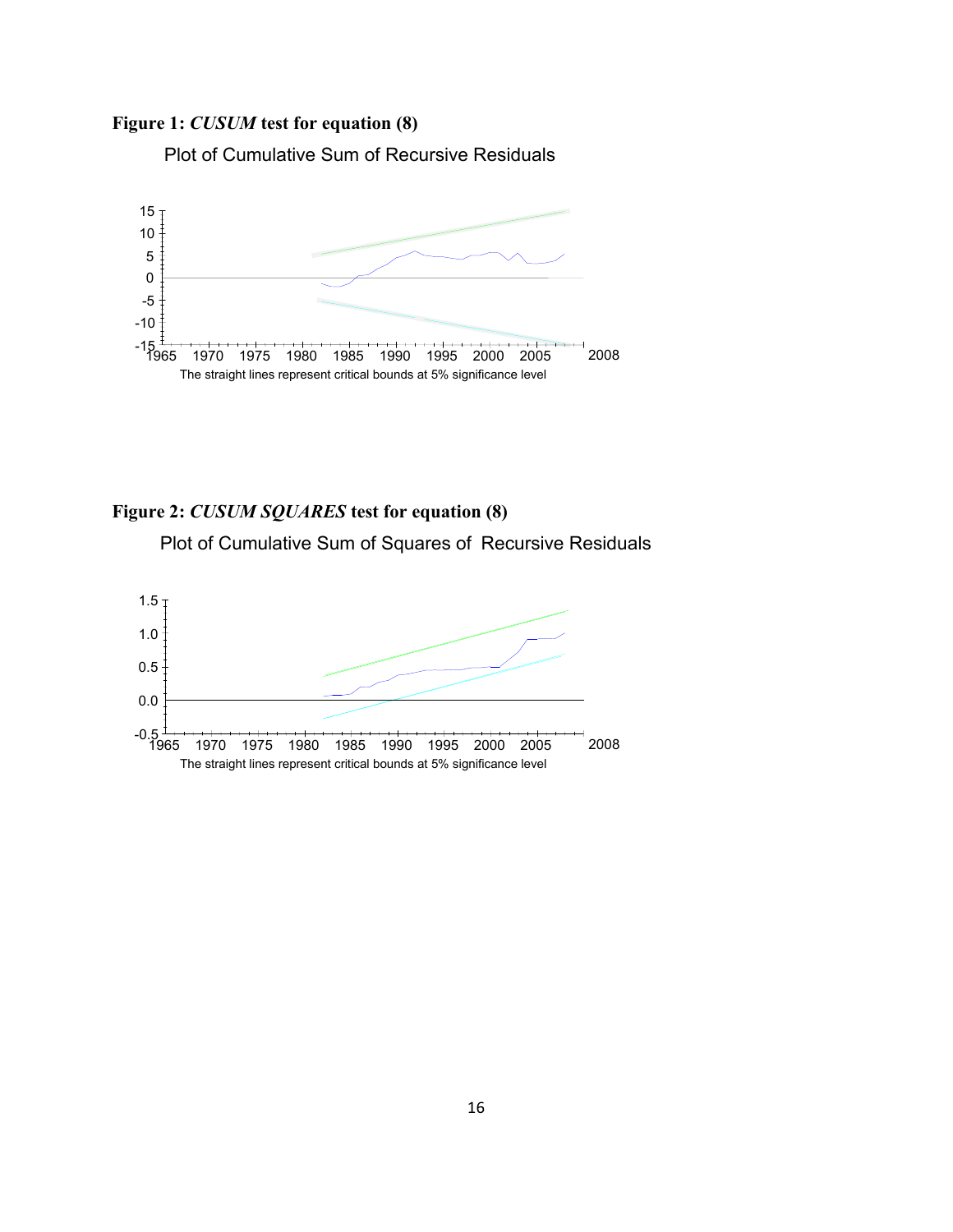**Figure 1:** ***CUSUM*** **test for equation (8)**

Plot of Cumulative Sum of Recursive Residuals

15
10
5
0
-5
-10
-15
1965 1970 1975 1980 1985 1990 1995 2000 2005 2008

The straight lines represent critical bounds at 5% significance level

**Figure 2:** ***CUSUM SQUARES*** **test for equation (8)**

Plot of Cumulative Sum of Squares of Recursive Residuals

1.5
1.0
0.5
0.0
-0.5
1965 1970 1975 1980 1985 1990 1995 2000 2005 2008

The straight lines represent critical bounds at 5% significance level